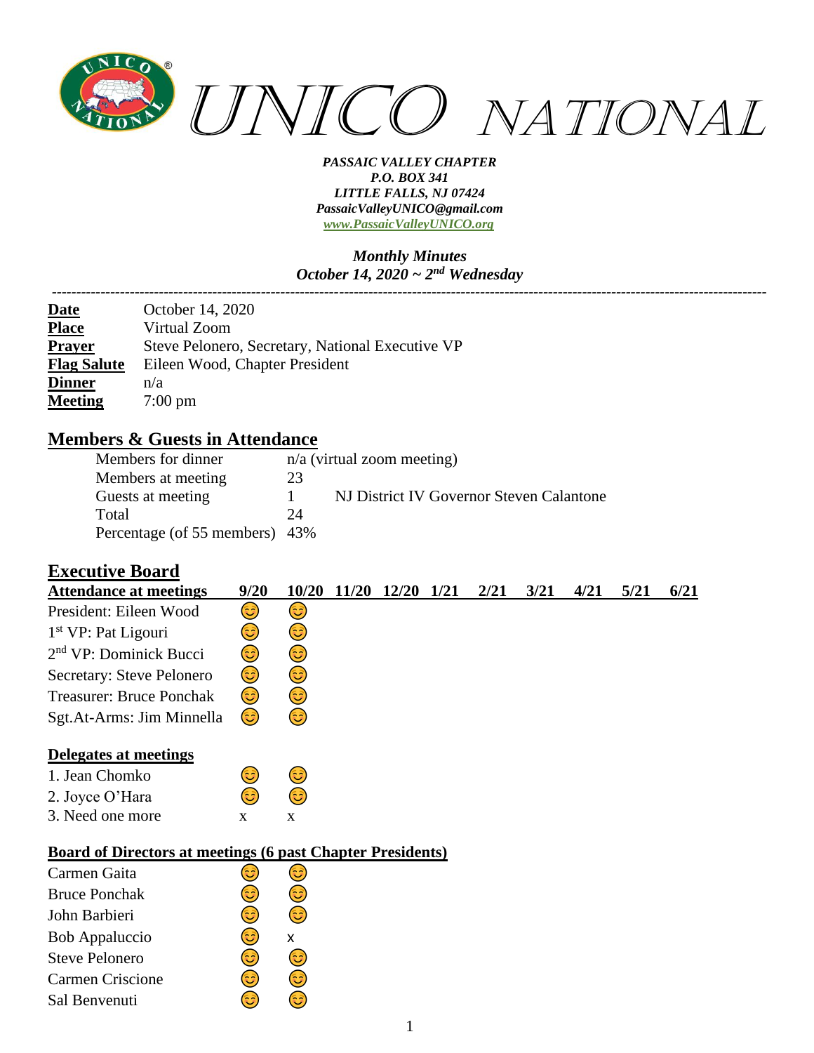# UNICO NATIONAL

***PASSAIC VALLEY CHAPTER***
***P.O. BOX 341***
***LITTLE FALLS, NJ 07424***
***PassaicValleyUNICO@gmail.com***
***www.PassaicValleyUNICO.org***

***Monthly Minutes***
***October 14, 2020 ~ 2nd Wednesday***

---

| | |
|---|---|
| **Date** | October 14, 2020 |
| **Place** | Virtual Zoom |
| **Prayer** | Steve Pelonero, Secretary, National Executive VP |
| **Flag Salute** | Eileen Wood, Chapter President |
| **Dinner** | n/a |
| **Meeting** | 7:00 pm |

## Members & Guests in Attendance

| | | |
|---|---|---|
| Members for dinner | n/a (virtual zoom meeting) | |
| Members at meeting | 23 | |
| Guests at meeting | 1 | NJ District IV Governor Steven Calantone |
| Total | 24 | |
| Percentage (of 55 members) | 43% | |

## Executive Board

| Attendance at meetings | 9/20 | 10/20 | 11/20 | 12/20 | 1/21 | 2/21 | 3/21 | 4/21 | 5/21 | 6/21 |
|---|---|---|---|---|---|---|---|---|---|---|
| President: Eileen Wood | 😊 | 😊 | | | | | | | | |
| 1st VP: Pat Ligouri | 😊 | 😊 | | | | | | | | |
| 2nd VP: Dominick Bucci | 😊 | 😊 | | | | | | | | |
| Secretary: Steve Pelonero | 😊 | 😊 | | | | | | | | |
| Treasurer: Bruce Ponchak | 😊 | 😊 | | | | | | | | |
| Sgt.At-Arms: Jim Minnella | 😊 | 😊 | | | | | | | | |
| **Delegates at meetings** | | | | | | | | | | |
| 1. Jean Chomko | 😊 | 😊 | | | | | | | | |
| 2. Joyce O'Hara | 😊 | 😊 | | | | | | | | |
| 3. Need one more | x | x | | | | | | | | |
| **Board of Directors at meetings (6 past Chapter Presidents)** | | | | | | | | | | |
| Carmen Gaita | 😊 | 😊 | | | | | | | | |
| Bruce Ponchak | 😊 | 😊 | | | | | | | | |
| John Barbieri | 😊 | 😊 | | | | | | | | |
| Bob Appaluccio | 😊 | x | | | | | | | | |
| Steve Pelonero | 😊 | 😊 | | | | | | | | |
| Carmen Criscione | 😊 | 😊 | | | | | | | | |
| Sal Benvenuti | 😊 | 😊 | | | | | | | | |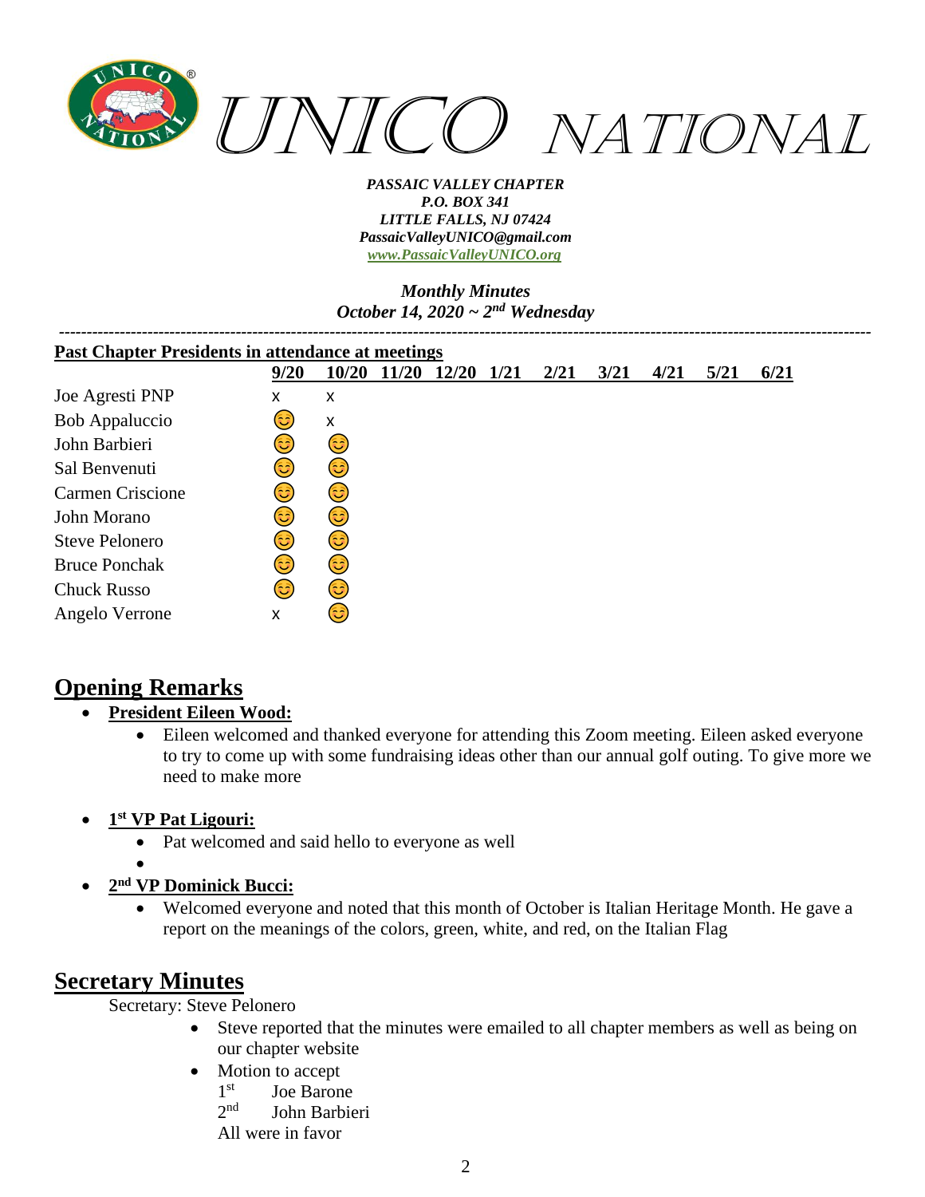*UNICO NATIONAL*

***PASSAIC VALLEY CHAPTER***
***P.O. BOX 341***
***LITTLE FALLS, NJ 07424***
***PassaicValleyUNICO@gmail.com***
***[www.PassaicValleyUNICO.org](http://www.PassaicValleyUNICO.org)***

***Monthly Minutes***
***October 14, 2020 ~ 2nd Wednesday***

---

**Past Chapter Presidents in attendance at meetings**

| | 9/20 | 10/20 | 11/20 | 12/20 | 1/21 | 2/21 | 3/21 | 4/21 | 5/21 | 6/21 |
|---|---|---|---|---|---|---|---|---|---|---|
| Joe Agresti PNP | x | x | | | | | | | | |
| Bob Appaluccio | 😊 | x | | | | | | | | |
| John Barbieri | 😊 | 😊 | | | | | | | | |
| Sal Benvenuti | 😊 | 😊 | | | | | | | | |
| Carmen Criscione | 😊 | 😊 | | | | | | | | |
| John Morano | 😊 | 😊 | | | | | | | | |
| Steve Pelonero | 😊 | 😊 | | | | | | | | |
| Bruce Ponchak | 😊 | 😊 | | | | | | | | |
| Chuck Russo | 😊 | 😊 | | | | | | | | |
| Angelo Verrone | x | 😊 | | | | | | | | |

## Opening Remarks

- **President Eileen Wood:**
  - Eileen welcomed and thanked everyone for attending this Zoom meeting. Eileen asked everyone to try to come up with some fundraising ideas other than our annual golf outing. To give more we need to make more

- **1st VP Pat Ligouri:**
  - Pat welcomed and said hello to everyone as well
  -

- **2nd VP Dominick Bucci:**
  - Welcomed everyone and noted that this month of October is Italian Heritage Month. He gave a report on the meanings of the colors, green, white, and red, on the Italian Flag

## Secretary Minutes

Secretary: Steve Pelonero

- Steve reported that the minutes were emailed to all chapter members as well as being on our chapter website
- Motion to accept
  1st Joe Barone
  2nd John Barbieri
  All were in favor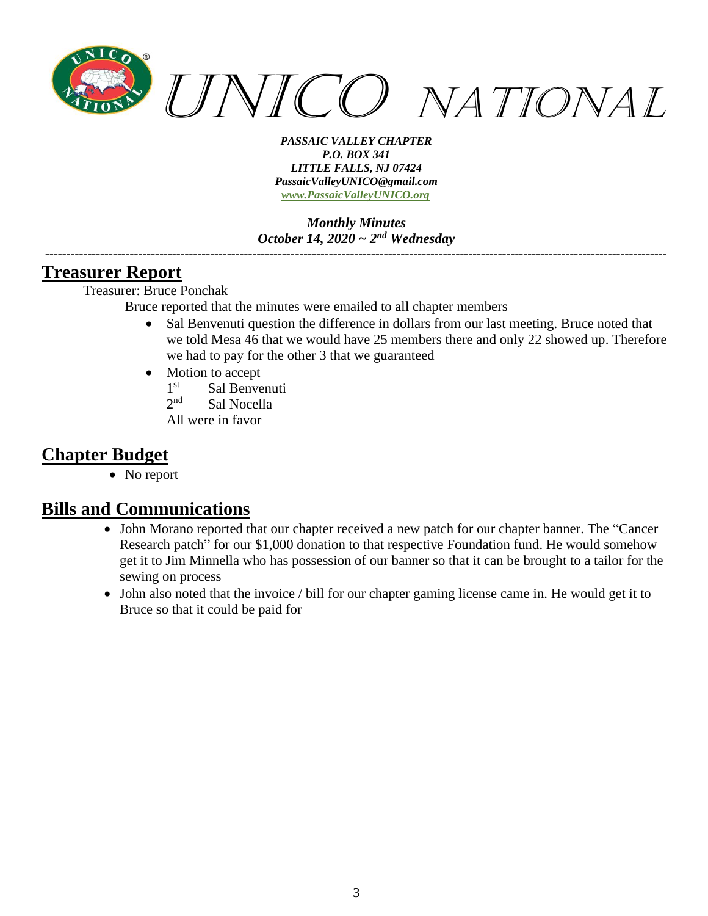*UNICO NATIONAL*

***PASSAIC VALLEY CHAPTER***
***P.O. BOX 341***
***LITTLE FALLS, NJ 07424***
***PassaicValleyUNICO@gmail.com***
***www.PassaicValleyUNICO.org***

***Monthly Minutes***
***October 14, 2020 ~ 2nd Wednesday***

---

## Treasurer Report

Treasurer: Bruce Ponchak

Bruce reported that the minutes were emailed to all chapter members

- Sal Benvenuti question the difference in dollars from our last meeting. Bruce noted that we told Mesa 46 that we would have 25 members there and only 22 showed up. Therefore we had to pay for the other 3 that we guaranteed
- Motion to accept
  1st Sal Benvenuti
  2nd Sal Nocella
  All were in favor

## Chapter Budget

- No report

## Bills and Communications

- John Morano reported that our chapter received a new patch for our chapter banner. The "Cancer Research patch" for our $1,000 donation to that respective Foundation fund. He would somehow get it to Jim Minnella who has possession of our banner so that it can be brought to a tailor for the sewing on process
- John also noted that the invoice / bill for our chapter gaming license came in. He would get it to Bruce so that it could be paid for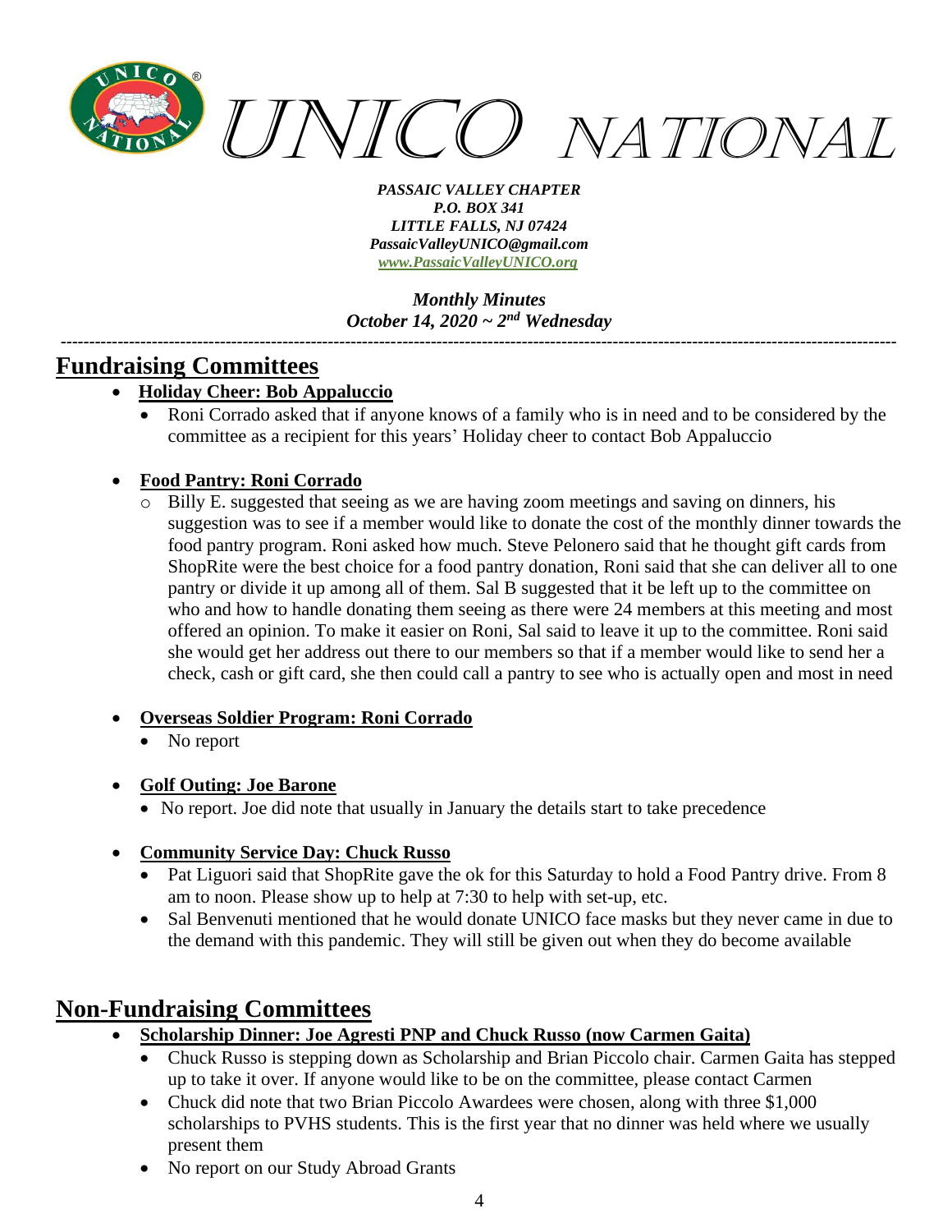## Fundraising Committees

- **Holiday Cheer: Bob Appaluccio**
  - Roni Corrado asked that if anyone knows of a family who is in need and to be considered by the committee as a recipient for this years' Holiday cheer to contact Bob Appaluccio

- **Food Pantry: Roni Corrado**
  - Billy E. suggested that seeing as we are having zoom meetings and saving on dinners, his suggestion was to see if a member would like to donate the cost of the monthly dinner towards the food pantry program. Roni asked how much. Steve Pelonero said that he thought gift cards from ShopRite were the best choice for a food pantry donation, Roni said that she can deliver all to one pantry or divide it up among all of them. Sal B suggested that it be left up to the committee on who and how to handle donating them seeing as there were 24 members at this meeting and most offered an opinion. To make it easier on Roni, Sal said to leave it up to the committee. Roni said she would get her address out there to our members so that if a member would like to send her a check, cash or gift card, she then could call a pantry to see who is actually open and most in need

- **Overseas Soldier Program: Roni Corrado**
  - No report

- **Golf Outing: Joe Barone**
  - No report. Joe did note that usually in January the details start to take precedence

- **Community Service Day: Chuck Russo**
  - Pat Liguori said that ShopRite gave the ok for this Saturday to hold a Food Pantry drive. From 8 am to noon. Please show up to help at 7:30 to help with set-up, etc.
  - Sal Benvenuti mentioned that he would donate UNICO face masks but they never came in due to the demand with this pandemic. They will still be given out when they do become available

## Non-Fundraising Committees

- **Scholarship Dinner: Joe Agresti PNP and Chuck Russo (now Carmen Gaita)**
  - Chuck Russo is stepping down as Scholarship and Brian Piccolo chair. Carmen Gaita has stepped up to take it over. If anyone would like to be on the committee, please contact Carmen
  - Chuck did note that two Brian Piccolo Awardees were chosen, along with three $1,000 scholarships to PVHS students. This is the first year that no dinner was held where we usually present them
  - No report on our Study Abroad Grants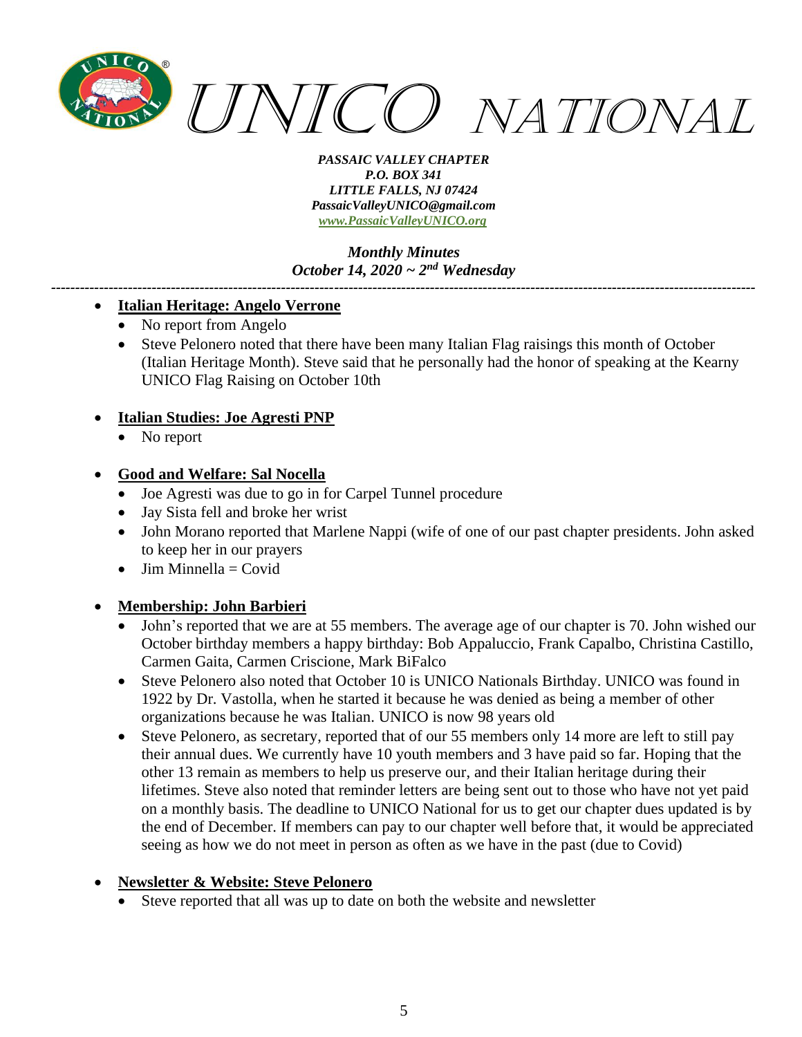*PASSAIC VALLEY CHAPTER*
*P.O. BOX 341*
*LITTLE FALLS, NJ 07424*
*PassaicValleyUNICO@gmail.com*
*www.PassaicValleyUNICO.org*

***Monthly Minutes***
***October 14, 2020 ~ 2nd Wednesday***

---

- **Italian Heritage: Angelo Verrone**
  - No report from Angelo
  - Steve Pelonero noted that there have been many Italian Flag raisings this month of October (Italian Heritage Month). Steve said that he personally had the honor of speaking at the Kearny UNICO Flag Raising on October 10th

- **Italian Studies: Joe Agresti PNP**
  - No report

- **Good and Welfare: Sal Nocella**
  - Joe Agresti was due to go in for Carpel Tunnel procedure
  - Jay Sista fell and broke her wrist
  - John Morano reported that Marlene Nappi (wife of one of our past chapter presidents. John asked to keep her in our prayers
  - Jim Minnella = Covid

- **Membership: John Barbieri**
  - John's reported that we are at 55 members. The average age of our chapter is 70. John wished our October birthday members a happy birthday: Bob Appaluccio, Frank Capalbo, Christina Castillo, Carmen Gaita, Carmen Criscione, Mark BiFalco
  - Steve Pelonero also noted that October 10 is UNICO Nationals Birthday. UNICO was found in 1922 by Dr. Vastolla, when he started it because he was denied as being a member of other organizations because he was Italian. UNICO is now 98 years old
  - Steve Pelonero, as secretary, reported that of our 55 members only 14 more are left to still pay their annual dues. We currently have 10 youth members and 3 have paid so far. Hoping that the other 13 remain as members to help us preserve our, and their Italian heritage during their lifetimes. Steve also noted that reminder letters are being sent out to those who have not yet paid on a monthly basis. The deadline to UNICO National for us to get our chapter dues updated is by the end of December. If members can pay to our chapter well before that, it would be appreciated seeing as how we do not meet in person as often as we have in the past (due to Covid)

- **Newsletter & Website: Steve Pelonero**
  - Steve reported that all was up to date on both the website and newsletter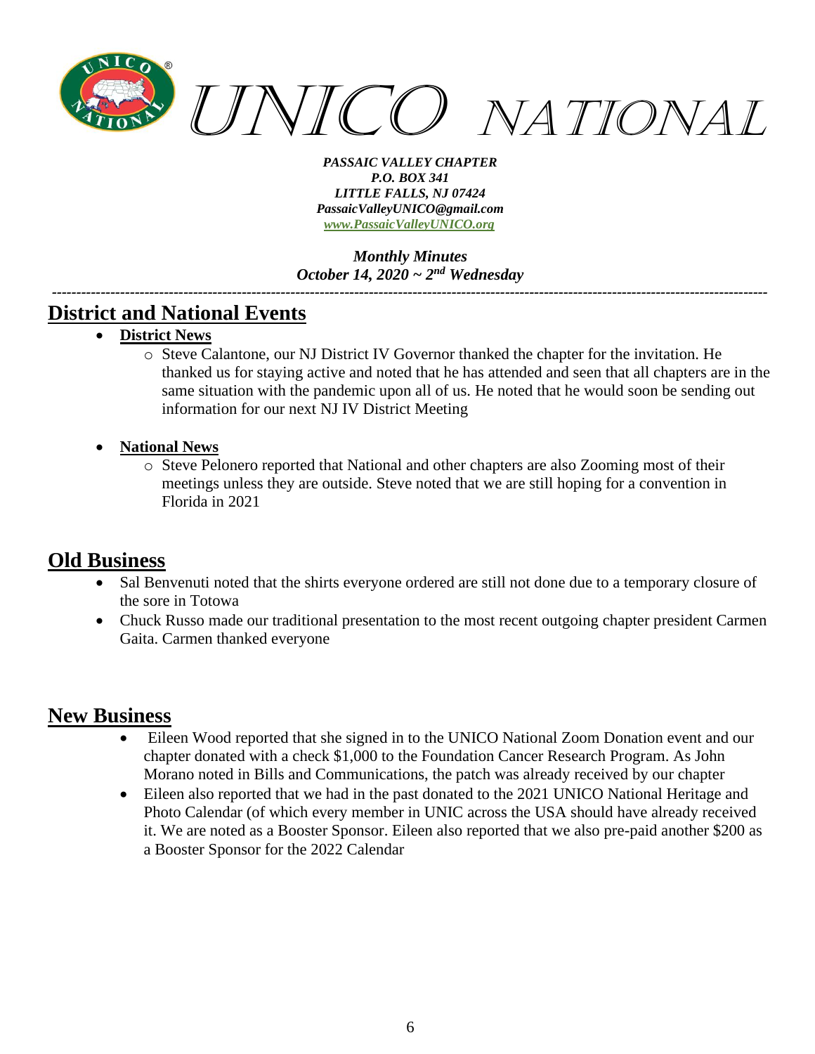UNICO NATIONAL

*PASSAIC VALLEY CHAPTER*
*P.O. BOX 341*
*LITTLE FALLS, NJ 07424*
*PassaicValleyUNICO@gmail.com*
*www.PassaicValleyUNICO.org*

*Monthly Minutes*
*October 14, 2020 ~ 2nd Wednesday*

---

## District and National Events

- **District News**
  - Steve Calantone, our NJ District IV Governor thanked the chapter for the invitation. He thanked us for staying active and noted that he has attended and seen that all chapters are in the same situation with the pandemic upon all of us. He noted that he would soon be sending out information for our next NJ IV District Meeting

- **National News**
  - Steve Pelonero reported that National and other chapters are also Zooming most of their meetings unless they are outside. Steve noted that we are still hoping for a convention in Florida in 2021

## Old Business

- Sal Benvenuti noted that the shirts everyone ordered are still not done due to a temporary closure of the sore in Totowa
- Chuck Russo made our traditional presentation to the most recent outgoing chapter president Carmen Gaita. Carmen thanked everyone

## New Business

- Eileen Wood reported that she signed in to the UNICO National Zoom Donation event and our chapter donated with a check $1,000 to the Foundation Cancer Research Program. As John Morano noted in Bills and Communications, the patch was already received by our chapter
- Eileen also reported that we had in the past donated to the 2021 UNICO National Heritage and Photo Calendar (of which every member in UNIC across the USA should have already received it. We are noted as a Booster Sponsor. Eileen also reported that we also pre-paid another $200 as a Booster Sponsor for the 2022 Calendar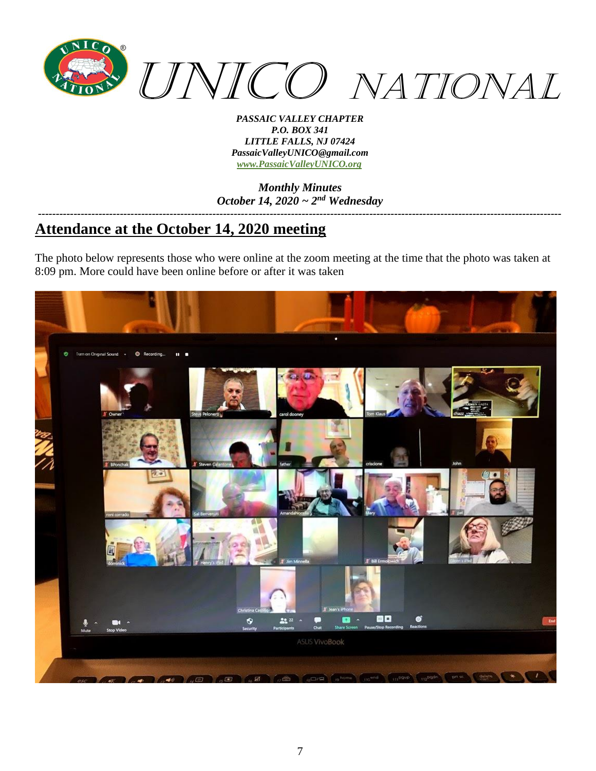# UNICO NATIONAL

*PASSAIC VALLEY CHAPTER*
*P.O. BOX 341*
*LITTLE FALLS, NJ 07424*
*PassaicValleyUNICO@gmail.com*
*www.PassaicValleyUNICO.org*

***Monthly Minutes***
***October 14, 2020 ~ 2nd Wednesday***

---

## Attendance at the October 14, 2020 meeting

The photo below represents those who were online at the zoom meeting at the time that the photo was taken at 8:09 pm. More could have been online before or after it was taken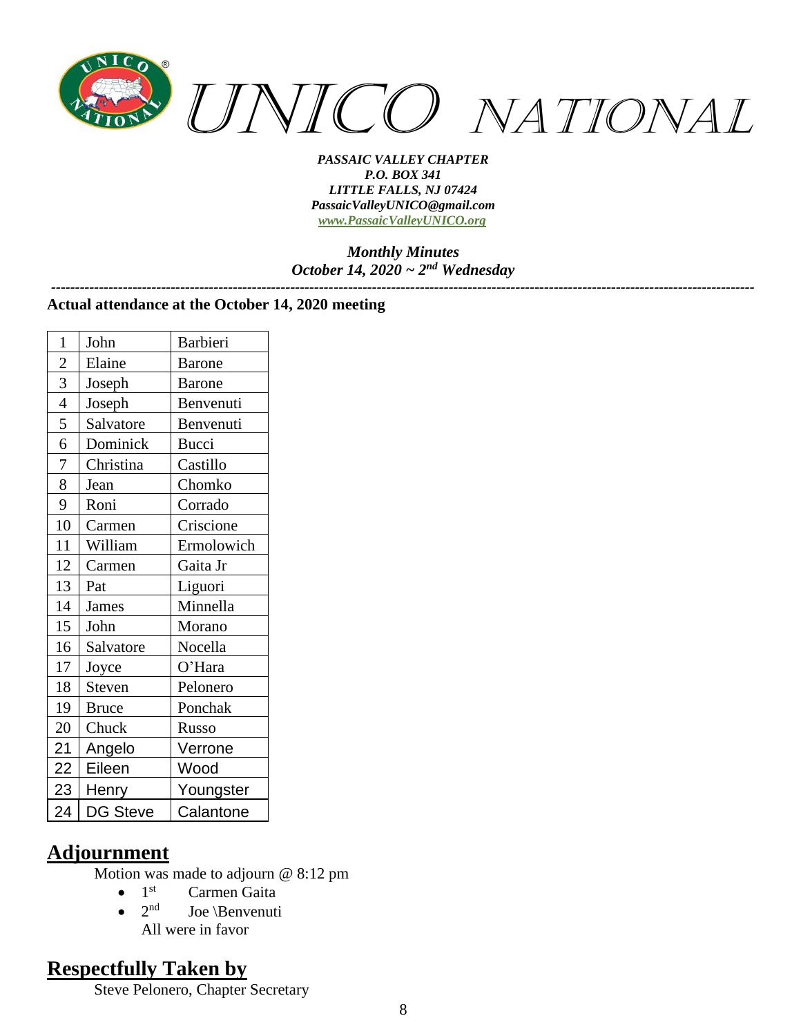# UNICO NATIONAL

***PASSAIC VALLEY CHAPTER***
***P.O. BOX 341***
***LITTLE FALLS, NJ 07424***
***PassaicValleyUNICO@gmail.com***
***www.PassaicValleyUNICO.org***

***Monthly Minutes***
***October 14, 2020 ~ 2nd Wednesday***

---

**Actual attendance at the October 14, 2020 meeting**

| | | |
|---|---|---|
| 1 | John | Barbieri |
| 2 | Elaine | Barone |
| 3 | Joseph | Barone |
| 4 | Joseph | Benvenuti |
| 5 | Salvatore | Benvenuti |
| 6 | Dominick | Bucci |
| 7 | Christina | Castillo |
| 8 | Jean | Chomko |
| 9 | Roni | Corrado |
| 10 | Carmen | Criscione |
| 11 | William | Ermolowich |
| 12 | Carmen | Gaita Jr |
| 13 | Pat | Liguori |
| 14 | James | Minnella |
| 15 | John | Morano |
| 16 | Salvatore | Nocella |
| 17 | Joyce | O'Hara |
| 18 | Steven | Pelonero |
| 19 | Bruce | Ponchak |
| 20 | Chuck | Russo |
| 21 | Angelo | Verrone |
| 22 | Eileen | Wood |
| 23 | Henry | Youngster |
| 24 | DG Steve | Calantone |

## Adjournment

Motion was made to adjourn @ 8:12 pm

- 1st Carmen Gaita
- 2nd Joe \Benvenuti

All were in favor

## Respectfully Taken by

Steve Pelonero, Chapter Secretary